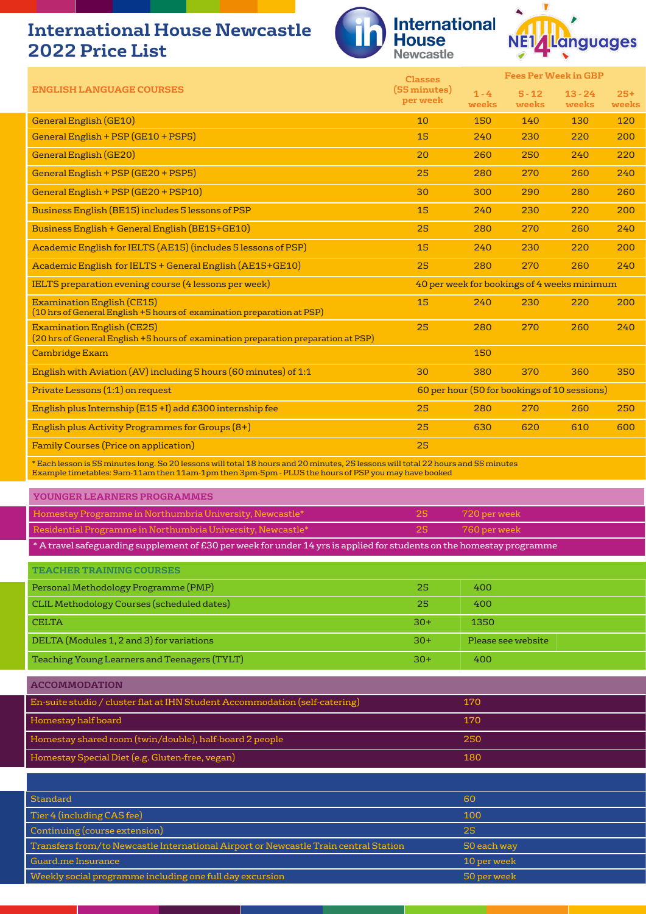# International House Newcastle 2022 Price List

International House Newcastle

NE1 4 Languages

| ENGLISH LANGUAGE COURSES | Classes (55 minutes) per week | Fees Per Week in GBP | | | |
|---|---|---|---|---|---|
| | | 1 - 4 weeks | 5 - 12 weeks | 13 - 24 weeks | 25+ weeks |
| General English (GE10) | 10 | 150 | 140 | 130 | 120 |
| General English + PSP (GE10 + PSP5) | 15 | 240 | 230 | 220 | 200 |
| General English (GE20) | 20 | 260 | 250 | 240 | 220 |
| General English + PSP (GE20 + PSP5) | 25 | 280 | 270 | 260 | 240 |
| General English + PSP (GE20 + PSP10) | 30 | 300 | 290 | 280 | 260 |
| Business English (BE15) includes 5 lessons of PSP | 15 | 240 | 230 | 220 | 200 |
| Business English + General English (BE15+GE10) | 25 | 280 | 270 | 260 | 240 |
| Academic English for IELTS (AE15) (includes 5 lessons of PSP) | 15 | 240 | 230 | 220 | 200 |
| Academic English for IELTS + General English (AE15+GE10) | 25 | 280 | 270 | 260 | 240 |
| IELTS preparation evening course (4 lessons per week) | 40 per week for bookings of 4 weeks minimum | | | | |
| Examination English (CE15) (10 hrs of General English +5 hours of examination preparation at PSP) | 15 | 240 | 230 | 220 | 200 |
| Examination English (CE25) (20 hrs of General English +5 hours of examination preparation preparation at PSP) | 25 | 280 | 270 | 260 | 240 |
| Cambridge Exam | | 150 | | | |
| English with Aviation (AV) including 5 hours (60 minutes) of 1:1 | 30 | 380 | 370 | 360 | 350 |
| Private Lessons (1:1) on request | 60 per hour (50 for bookings of 10 sessions) | | | | |
| English plus Internship (E15 +I) add £300 internship fee | 25 | 280 | 270 | 260 | 250 |
| English plus Activity Programmes for Groups (8+) | 25 | 630 | 620 | 610 | 600 |
| Family Courses (Price on application) | 25 | | | | |

\* Each lesson is 55 minutes long. So 20 lessons will total 18 hours and 20 minutes, 25 lessons will total 22 hours and 55 minutes
Example timetables: 9am-11am then 11am-1pm then 3pm-5pm - PLUS the hours of PSP you may have booked

| YOUNGER LEARNERS PROGRAMMES | | |
|---|---|---|
| Homestay Programme in Northumbria University, Newcastle* | 25 | 720 per week |
| Residential Programme in Northumbria University, Newcastle* | 25 | 760 per week |

\* A travel safeguarding supplement of £30 per week for under 14 yrs is applied for students on the homestay programme

| TEACHER TRAINING COURSES | | |
|---|---|---|
| Personal Methodology Programme (PMP) | 25 | 400 |
| CLIL Methodology Courses (scheduled dates) | 25 | 400 |
| CELTA | 30+ | 1350 |
| DELTA (Modules 1, 2 and 3) for variations | 30+ | Please see website |
| Teaching Young Learners and Teenagers (TYLT) | 30+ | 400 |

| ACCOMMODATION | |
|---|---|
| En-suite studio / cluster flat at IHN Student Accommodation (self-catering) | 170 |
| Homestay half board | 170 |
| Homestay shared room (twin/double), half-board 2 people | 250 |
| Homestay Special Diet (e.g. Gluten-free, vegan) | 180 |

| | |
|---|---|
| Standard | 60 |
| Tier 4 (including CAS fee) | 100 |
| Continuing (course extension) | 25 |
| Transfers from/to Newcastle International Airport or Newcastle Train central Station | 50 each way |
| Guard.me Insurance | 10 per week |
| Weekly social programme including one full day excursion | 50 per week |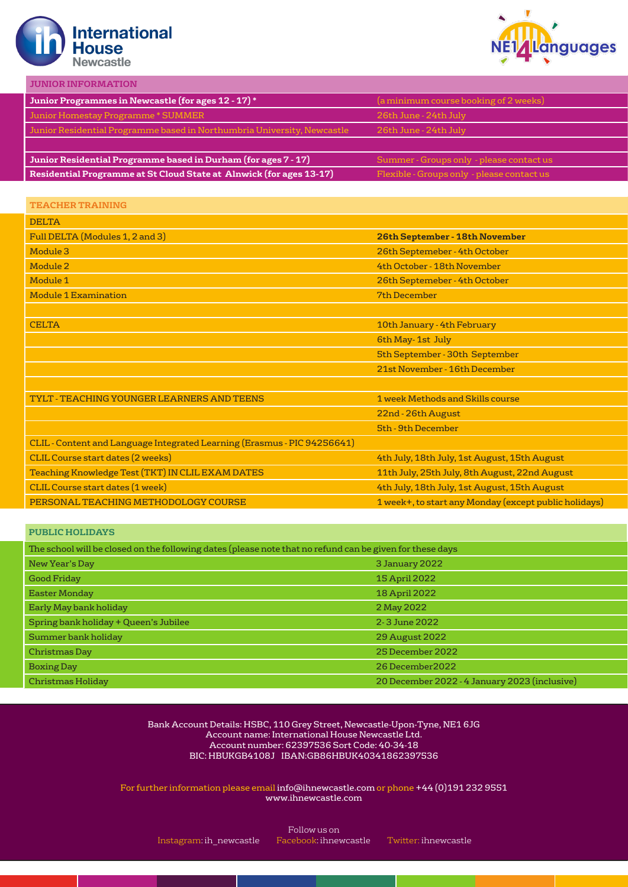International House Newcastle

NE14Languages

## JUNIOR INFORMATION

| | |
|---|---|
| **Junior Programmes in Newcastle (for ages 12 - 17) *** | (a minimum course booking of 2 weeks) |
| Junior Homestay Programme * SUMMER | 26th June - 24th July |
| Junior Residential Programme based in Northumbria University, Newcastle | 26th June - 24th July |
| | |
| **Junior Residential Programme based in Durham (for ages 7 - 17)** | Summer - Groups only - please contact us |
| **Residential Programme at St Cloud State at Alnwick (for ages 13-17)** | Flexible - Groups only - please contact us |

## TEACHER TRAINING

| | |
|---|---|
| DELTA | |
| Full DELTA (Modules 1, 2 and 3) | **26th September - 18th November** |
| Module 3 | 26th Septemeber - 4th October |
| Module 2 | 4th October - 18th November |
| Module 1 | 26th Septemeber - 4th October |
| Module 1 Examination | 7th December |
| | |
| CELTA | 10th January - 4th February |
| | 6th May- 1st July |
| | 5th September - 30th September |
| | 21st November - 16th December |
| | |
| TYLT - TEACHING YOUNGER LEARNERS AND TEENS | 1 week Methods and Skills course |
| | 22nd - 26th August |
| | 5th - 9th December |
| CLIL - Content and Language Integrated Learning (Erasmus - PIC 94256641) | |
| CLIL Course start dates (2 weeks) | 4th July, 18th July, 1st August, 15th August |
| Teaching Knowledge Test (TKT) IN CLIL EXAM DATES | 11th July, 25th July, 8th August, 22nd August |
| CLIL Course start dates (1 week) | 4th July, 18th July, 1st August, 15th August |
| PERSONAL TEACHING METHODOLOGY COURSE | 1 week+, to start any Monday (except public holidays) |

## PUBLIC HOLIDAYS

The school will be closed on the following dates (please note that no refund can be given for these days

| | |
|---|---|
| New Year's Day | 3 January 2022 |
| Good Friday | 15 April 2022 |
| Easter Monday | 18 April 2022 |
| Early May bank holiday | 2 May 2022 |
| Spring bank holiday + Queen's Jubilee | 2- 3 June 2022 |
| Summer bank holiday | 29 August 2022 |
| Christmas Day | 25 December 2022 |
| Boxing Day | 26 December2022 |
| Christmas Holiday | 20 December 2022 - 4 January 2023 (inclusive) |

Bank Account Details: HSBC, 110 Grey Street, Newcastle-Upon-Tyne, NE1 6JG
Account name: International House Newcastle Ltd.
Account number: 62397536 Sort Code: 40-34-18
BIC: HBUKGB4108J IBAN:GB86HBUK40341862397536

For further information please email info@ihnewcastle.com or phone +44 (0)191 232 9551
www.ihnewcastle.com

Follow us on
Instagram: ih_newcastle Facebook: ihnewcastle Twitter: ihnewcastle